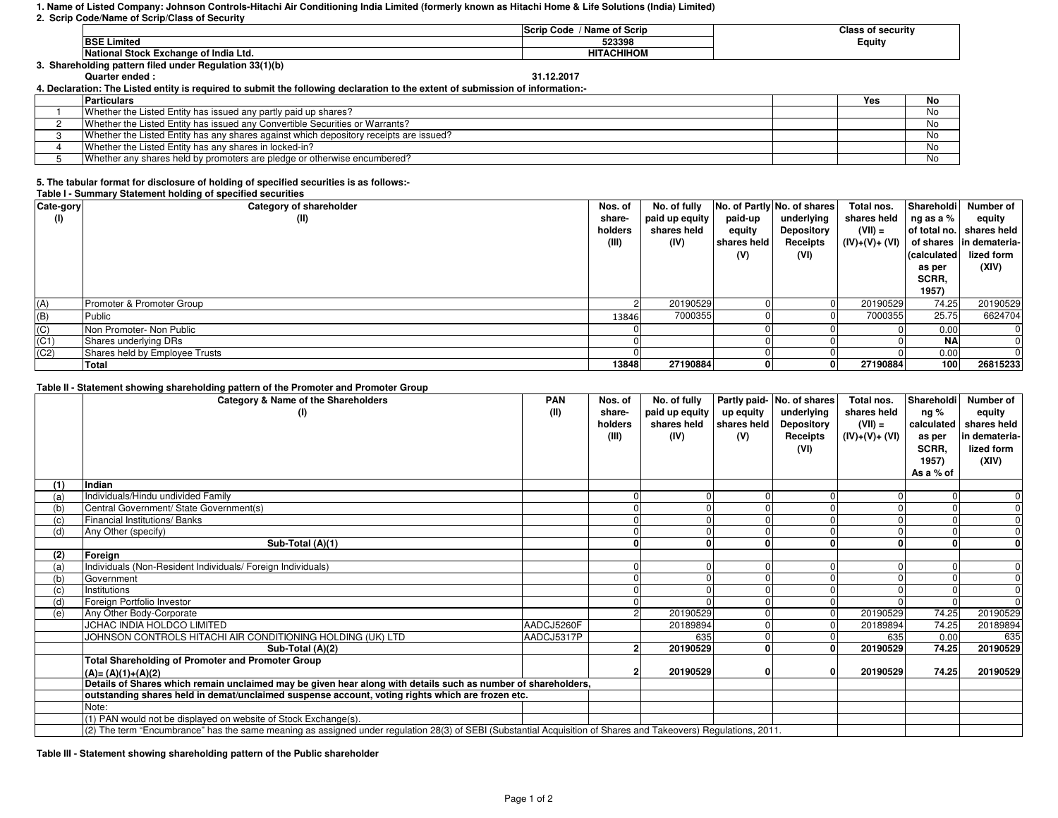**1. Name of Listed Company: Johnson Controls-Hitachi Air Conditioning India Limited (formerly known as Hitachi Home & Life Solutions (India) Limited)**

**2. Scrip Code/Name of Scrip/Class of Security**

| | Scrip Code / Name of Scrip | Class of security |
|---|---|---|
| BSE Limited | 523398 | Equity |
| National Stock Exchange of India Ltd. | HITACHIHOM | |

**3. Shareholding pattern filed under Regulation 33(1)(b)**

**Quarter ended : 31.12.2017**

**4. Declaration: The Listed entity is required to submit the following declaration to the extent of submission of information:-**

| | Particulars | Yes | No |
|---|---|---|---|
| 1 | Whether the Listed Entity has issued any partly paid up shares? | | No |
| 2 | Whether the Listed Entity has issued any Convertible Securities or Warrants? | | No |
| 3 | Whether the Listed Entity has any shares against which depository receipts are issued? | | No |
| 4 | Whether the Listed Entity has any shares in locked-in? | | No |
| 5 | Whether any shares held by promoters are pledge or otherwise encumbered? | | No |

**5. The tabular format for disclosure of holding of specified securities is as follows:-**

**Table I - Summary Statement holding of specified securities**

| Cate-gory (I) | Category of shareholder (II) | Nos. of share-holders (III) | No. of fully paid up equity shares held (IV) | No. of Partly paid-up equity shares held (V) | No. of shares underlying Depository Receipts (VI) | Total nos. shares held (VII) = (IV)+(V)+ (VI) | Shareholding as a % of total no. of shares (calculated as per SCRR, 1957) | Number of equity shares held in demateria-lized form (XIV) |
|---|---|---|---|---|---|---|---|---|
| (A) | Promoter & Promoter Group | 2 | 20190529 | 0 | 0 | 20190529 | 74.25 | 20190529 |
| (B) | Public | 13846 | 7000355 | 0 | 0 | 7000355 | 25.75 | 6624704 |
| (C) | Non Promoter- Non Public | 0 | | 0 | 0 | 0 | 0.00 | 0 |
| (C1) | Shares underlying DRs | 0 | | 0 | 0 | 0 | NA | 0 |
| (C2) | Shares held by Employee Trusts | 0 | | 0 | 0 | 0 | 0.00 | 0 |
| | **Total** | **13848** | **27190884** | **0** | **0** | **27190884** | **100** | **26815233** |

**Table II - Statement showing shareholding pattern of the Promoter and Promoter Group**

| | Category & Name of the Shareholders (I) | PAN (II) | Nos. of share-holders (III) | No. of fully paid up equity shares held (IV) | Partly paid-up equity shares held (V) | No. of shares underlying Depository Receipts (VI) | Total nos. shares held (VII) = (IV)+(V)+ (VI) | Shareholding % calculated as per SCRR, 1957) As a % of | Number of equity shares held in demateria-lized form (XIV) |
|---|---|---|---|---|---|---|---|---|---|
| **(1)** | **Indian** | | | | | | | | |
| (a) | Individuals/Hindu undivided Family | | 0 | 0 | 0 | 0 | 0 | 0 | 0 |
| (b) | Central Government/ State Government(s) | | 0 | 0 | 0 | 0 | 0 | 0 | 0 |
| (c) | Financial Institutions/ Banks | | 0 | 0 | 0 | 0 | 0 | 0 | 0 |
| (d) | Any Other (specify) | | 0 | 0 | 0 | 0 | 0 | 0 | 0 |
| | **Sub-Total (A)(1)** | | **0** | **0** | **0** | **0** | **0** | **0** | **0** |
| **(2)** | **Foreign** | | | | | | | | |
| (a) | Individuals (Non-Resident Individuals/ Foreign Individuals) | | 0 | 0 | 0 | 0 | 0 | 0 | 0 |
| (b) | Government | | 0 | 0 | 0 | 0 | 0 | 0 | 0 |
| (c) | Institutions | | 0 | 0 | 0 | 0 | 0 | 0 | 0 |
| (d) | Foreign Portfolio Investor | | 0 | 0 | 0 | 0 | 0 | 0 | 0 |
| (e) | Any Other Body-Corporate | | 2 | 20190529 | 0 | 0 | 20190529 | 74.25 | 20190529 |
| | JCHAC INDIA HOLDCO LIMITED | AADCJ5260F | | 20189894 | 0 | 0 | 20189894 | 74.25 | 20189894 |
| | JOHNSON CONTROLS HITACHI AIR CONDITIONING HOLDING (UK) LTD | AADCJ5317P | | 635 | 0 | 0 | 635 | 0.00 | 635 |
| | **Sub-Total (A)(2)** | | **2** | **20190529** | **0** | **0** | **20190529** | **74.25** | **20190529** |
| | **Total Shareholding of Promoter and Promoter Group (A)= (A)(1)+(A)(2)** | | **2** | **20190529** | **0** | **0** | **20190529** | **74.25** | **20190529** |
| | **Details of Shares which remain unclaimed may be given hear along with details such as number of shareholders, outstanding shares held in demat/unclaimed suspense account, voting rights which are frozen etc.** | | | | | | | | |
| | Note: | | | | | | | | |
| | (1) PAN would not be displayed on website of Stock Exchange(s). | | | | | | | | |
| | (2) The term "Encumbrance" has the same meaning as assigned under regulation 28(3) of SEBI (Substantial Acquisition of Shares and Takeovers) Regulations, 2011. | | | | | | | | |

**Table III - Statement showing shareholding pattern of the Public shareholder**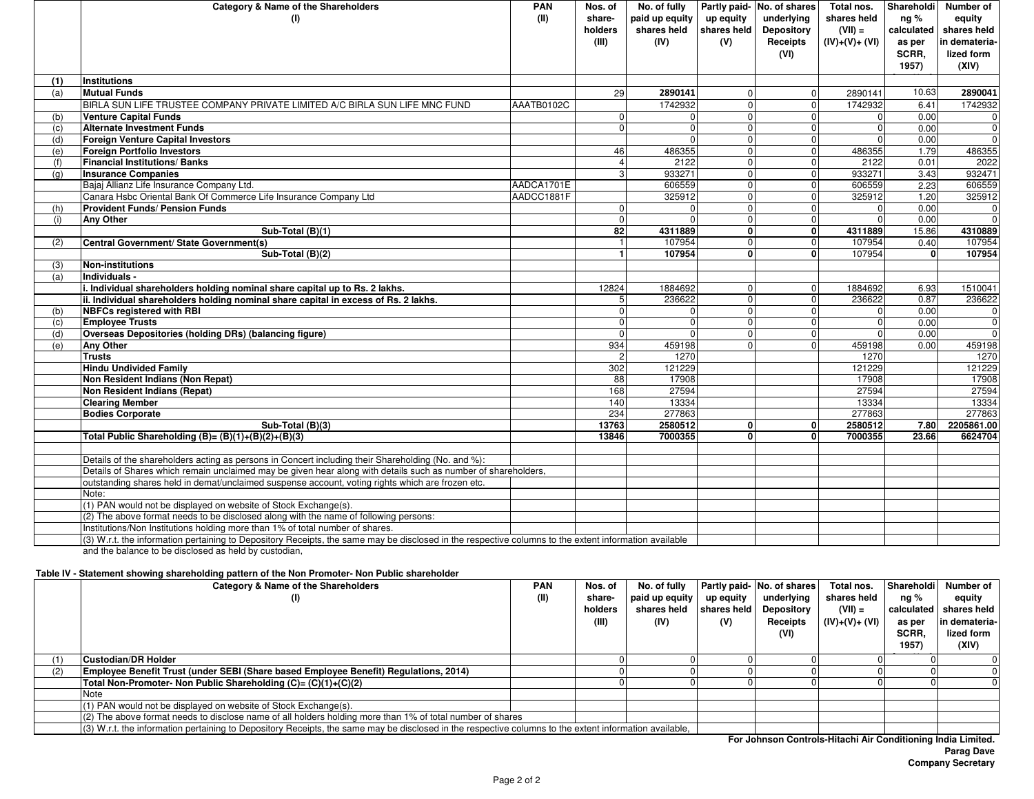| | Category & Name of the Shareholders (I) | PAN (II) | Nos. of share-holders (III) | No. of fully paid up equity shares held (IV) | Partly paid-up equity shares held (V) | No. of shares underlying Depository Receipts (VI) | Total nos. shares held (VII) = (IV)+(V)+ (VI) | Shareholding % calculated as per SCRR, 1957) | Number of equity shares held in demateria-lized form (XIV) |
|---|---|---|---|---|---|---|---|---|---|
| (1) | **Institutions** | | | | | | | | |
| (a) | **Mutual Funds** | | 29 | **2890141** | 0 | 0 | 2890141 | 10.63 | **2890041** |
| | BIRLA SUN LIFE TRUSTEE COMPANY PRIVATE LIMITED A/C BIRLA SUN LIFE MNC FUND | AAATB0102C | | 1742932 | 0 | 0 | 1742932 | 6.41 | 1742932 |
| (b) | **Venture Capital Funds** | | 0 | 0 | 0 | 0 | 0 | 0.00 | 0 |
| (c) | **Alternate Investment Funds** | | 0 | 0 | 0 | 0 | 0 | 0.00 | 0 |
| (d) | **Foreign Venture Capital Investors** | | | 0 | 0 | 0 | 0 | 0.00 | 0 |
| (e) | **Foreign Portfolio Investors** | | 46 | 486355 | 0 | 0 | 486355 | 1.79 | 486355 |
| (f) | **Financial Institutions/ Banks** | | 4 | 2122 | 0 | 0 | 2122 | 0.01 | 2022 |
| (g) | **Insurance Companies** | | 3 | 933271 | 0 | 0 | 933271 | 3.43 | 932471 |
| | Bajaj Allianz Life Insurance Company Ltd. | AADCA1701E | | 606559 | 0 | 0 | 606559 | 2.23 | 606559 |
| | Canara Hsbc Oriental Bank Of Commerce Life Insurance Company Ltd | AADCC1881F | | 325912 | 0 | 0 | 325912 | 1.20 | 325912 |
| (h) | **Provident Funds/ Pension Funds** | | 0 | 0 | 0 | 0 | 0 | 0.00 | 0 |
| (i) | **Any Other** | | 0 | 0 | 0 | 0 | 0 | 0.00 | 0 |
| | **Sub-Total (B)(1)** | | **82** | **4311889** | **0** | **0** | **4311889** | **15.86** | **4310889** |
| (2) | **Central Government/ State Government(s)** | | 1 | 107954 | 0 | 0 | 107954 | 0.40 | 107954 |
| | **Sub-Total (B)(2)** | | **1** | **107954** | **0** | **0** | 107954 | **0** | **107954** |
| (3) | **Non-institutions** | | | | | | | | |
| (a) | **Individuals -** | | | | | | | | |
| | **i. Individual shareholders holding nominal share capital up to Rs. 2 lakhs.** | | 12824 | 1884692 | 0 | 0 | 1884692 | 6.93 | 1510041 |
| | **ii. Individual shareholders holding nominal share capital in excess of Rs. 2 lakhs.** | | 5 | 236622 | 0 | 0 | 236622 | 0.87 | 236622 |
| (b) | **NBFCs registered with RBI** | | 0 | 0 | 0 | 0 | 0 | 0.00 | 0 |
| (c) | **Employee Trusts** | | 0 | 0 | 0 | 0 | 0 | 0.00 | 0 |
| (d) | **Overseas Depositories (holding DRs) (balancing figure)** | | 0 | 0 | 0 | 0 | 0 | 0.00 | 0 |
| (e) | **Any Other** | | 934 | 459198 | 0 | 0 | 459198 | 0.00 | 459198 |
| | **Trusts** | | 2 | 1270 | | | 1270 | | 1270 |
| | **Hindu Undivided Family** | | 302 | 121229 | | | 121229 | | 121229 |
| | **Non Resident Indians (Non Repat)** | | 88 | 17908 | | | 17908 | | 17908 |
| | **Non Resident Indians (Repat)** | | 168 | 27594 | | | 27594 | | 27594 |
| | **Clearing Member** | | 140 | 13334 | | | 13334 | | 13334 |
| | **Bodies Corporate** | | 234 | 277863 | | | 277863 | | 277863 |
| | **Sub-Total (B)(3)** | | **13763** | **2580512** | **0** | **0** | **2580512** | **7.80** | **2205861.00** |
| | **Total Public Shareholding (B)= (B)(1)+(B)(2)+(B)(3)** | | **13846** | **7000355** | **0** | **0** | **7000355** | **23.66** | **6624704** |

Details of the shareholders acting as persons in Concert including their Shareholding (No. and %):

Details of Shares which remain unclaimed may be given hear along with details such as number of shareholders, outstanding shares held in demat/unclaimed suspense account, voting rights which are frozen etc.

Note:

(1) PAN would not be displayed on website of Stock Exchange(s).

(2) The above format needs to be disclosed along with the name of following persons: Institutions/Non Institutions holding more than 1% of total number of shares.

(3) W.r.t. the information pertaining to Depository Receipts, the same may be disclosed in the respective columns to the extent information available and the balance to be disclosed as held by custodian,

**Table IV - Statement showing shareholding pattern of the Non Promoter- Non Public shareholder**

| | Category & Name of the Shareholders (I) | PAN (II) | Nos. of share-holders (III) | No. of fully paid up equity shares held (IV) | Partly paid-up equity shares held (V) | No. of shares underlying Depository Receipts (VI) | Total nos. shares held (VII) = (IV)+(V)+ (VI) | Shareholding % calculated as per SCRR, 1957) | Number of equity shares held in demateria-lized form (XIV) |
|---|---|---|---|---|---|---|---|---|---|
| (1) | **Custodian/DR Holder** | | 0 | 0 | 0 | 0 | 0 | 0 | 0 |
| (2) | **Employee Benefit Trust (under SEBI (Share based Employee Benefit) Regulations, 2014)** | | 0 | 0 | 0 | 0 | 0 | 0 | 0 |
| | **Total Non-Promoter- Non Public Shareholding (C)= (C)(1)+(C)(2)** | | 0 | 0 | 0 | 0 | 0 | 0 | 0 |

Note

(1) PAN would not be displayed on website of Stock Exchange(s).

(2) The above format needs to disclose name of all holders holding more than 1% of total number of shares

(3) W.r.t. the information pertaining to Depository Receipts, the same may be disclosed in the respective columns to the extent information available,

**For Johnson Controls-Hitachi Air Conditioning India Limited.**
**Parag Dave**
**Company Secretary**